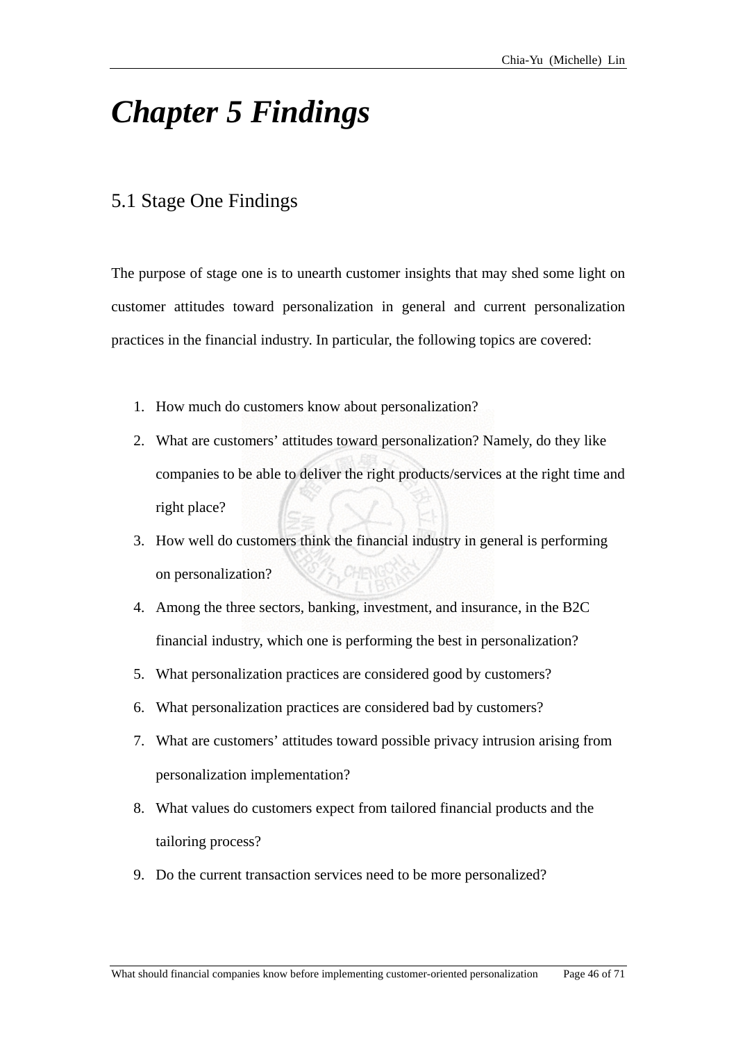# *Chapter 5 Findings*

## 5.1 Stage One Findings

The purpose of stage one is to unearth customer insights that may shed some light on customer attitudes toward personalization in general and current personalization practices in the financial industry. In particular, the following topics are covered:

1. How much do customers know about personalization?
2. What are customers' attitudes toward personalization? Namely, do they like companies to be able to deliver the right products/services at the right time and right place?
3. How well do customers think the financial industry in general is performing on personalization?
4. Among the three sectors, banking, investment, and insurance, in the B2C financial industry, which one is performing the best in personalization?
5. What personalization practices are considered good by customers?
6. What personalization practices are considered bad by customers?
7. What are customers' attitudes toward possible privacy intrusion arising from personalization implementation?
8. What values do customers expect from tailored financial products and the tailoring process?
9. Do the current transaction services need to be more personalized?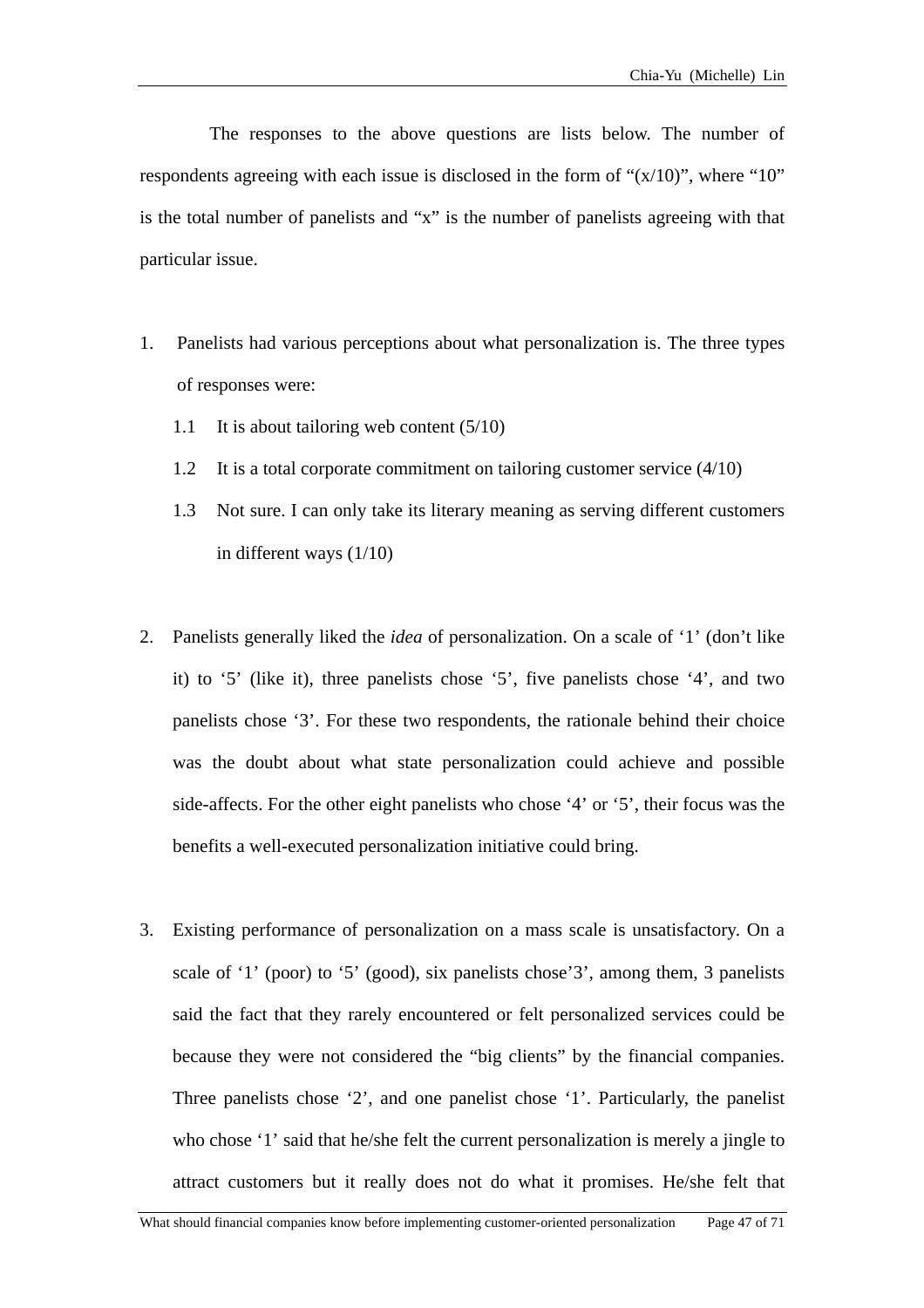The responses to the above questions are lists below. The number of respondents agreeing with each issue is disclosed in the form of “(x/10)”, where “10” is the total number of panelists and “x” is the number of panelists agreeing with that particular issue.

1. Panelists had various perceptions about what personalization is. The three types of responses were:
   1.1 It is about tailoring web content (5/10)
   1.2 It is a total corporate commitment on tailoring customer service (4/10)
   1.3 Not sure. I can only take its literary meaning as serving different customers in different ways (1/10)

2. Panelists generally liked the *idea* of personalization. On a scale of ‘1’ (don’t like it) to ‘5’ (like it), three panelists chose ‘5’, five panelists chose ‘4’, and two panelists chose ‘3’. For these two respondents, the rationale behind their choice was the doubt about what state personalization could achieve and possible side-affects. For the other eight panelists who chose ‘4’ or ‘5’, their focus was the benefits a well-executed personalization initiative could bring.

3. Existing performance of personalization on a mass scale is unsatisfactory. On a scale of ‘1’ (poor) to ‘5’ (good), six panelists chose’3’, among them, 3 panelists said the fact that they rarely encountered or felt personalized services could be because they were not considered the “big clients” by the financial companies. Three panelists chose ‘2’, and one panelist chose ‘1’. Particularly, the panelist who chose ‘1’ said that he/she felt the current personalization is merely a jingle to attract customers but it really does not do what it promises. He/she felt that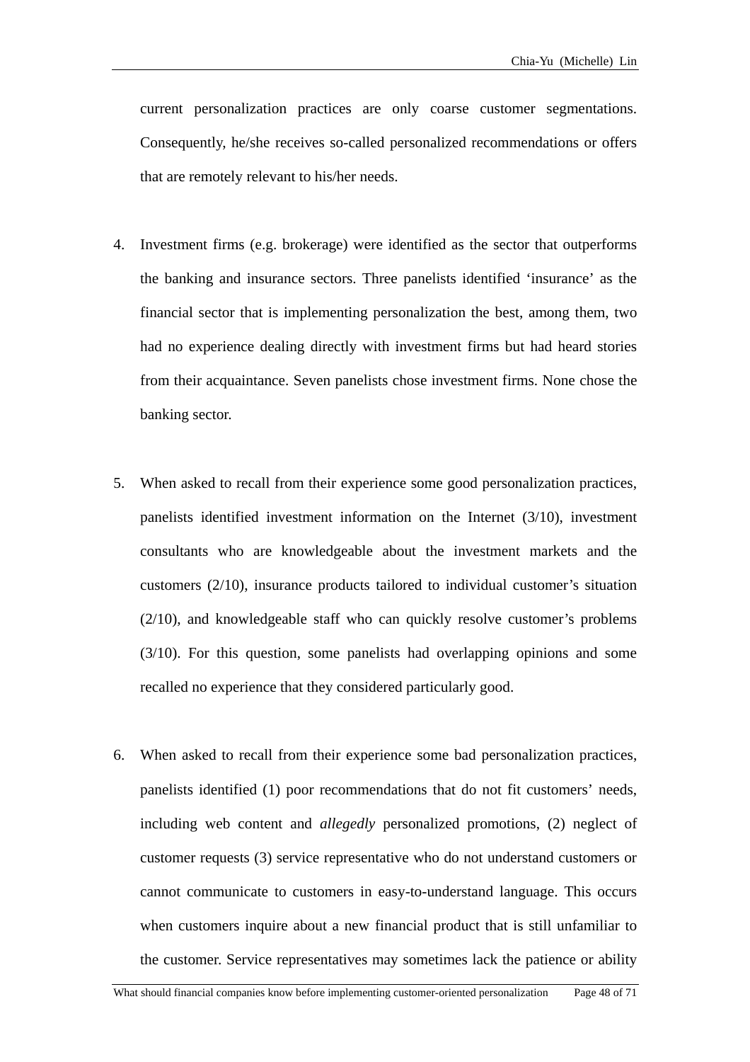current personalization practices are only coarse customer segmentations. Consequently, he/she receives so-called personalized recommendations or offers that are remotely relevant to his/her needs.

4. Investment firms (e.g. brokerage) were identified as the sector that outperforms the banking and insurance sectors. Three panelists identified ‘insurance’ as the financial sector that is implementing personalization the best, among them, two had no experience dealing directly with investment firms but had heard stories from their acquaintance. Seven panelists chose investment firms. None chose the banking sector.

5. When asked to recall from their experience some good personalization practices, panelists identified investment information on the Internet (3/10), investment consultants who are knowledgeable about the investment markets and the customers (2/10), insurance products tailored to individual customer’s situation (2/10), and knowledgeable staff who can quickly resolve customer’s problems (3/10). For this question, some panelists had overlapping opinions and some recalled no experience that they considered particularly good.

6. When asked to recall from their experience some bad personalization practices, panelists identified (1) poor recommendations that do not fit customers’ needs, including web content and *allegedly* personalized promotions, (2) neglect of customer requests (3) service representative who do not understand customers or cannot communicate to customers in easy-to-understand language. This occurs when customers inquire about a new financial product that is still unfamiliar to the customer. Service representatives may sometimes lack the patience or ability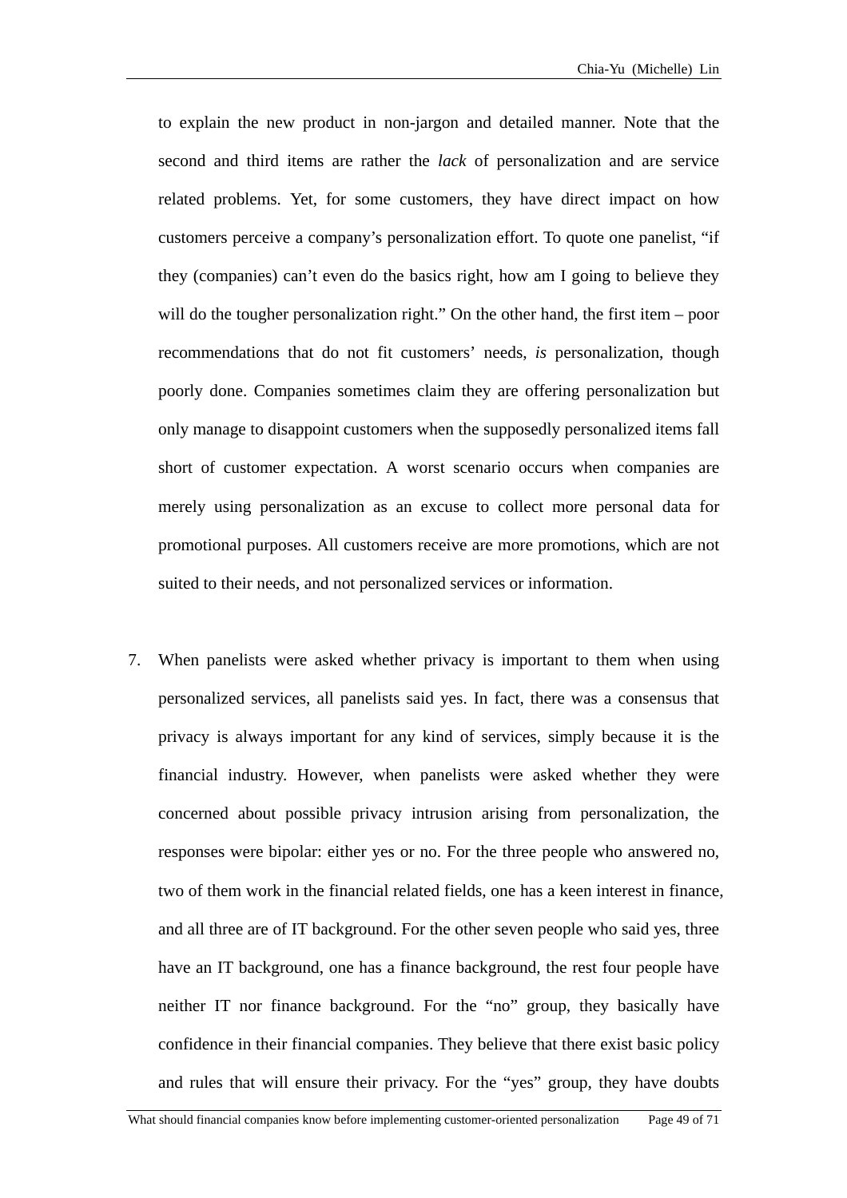to explain the new product in non-jargon and detailed manner. Note that the second and third items are rather the *lack* of personalization and are service related problems. Yet, for some customers, they have direct impact on how customers perceive a company's personalization effort. To quote one panelist, "if they (companies) can't even do the basics right, how am I going to believe they will do the tougher personalization right." On the other hand, the first item – poor recommendations that do not fit customers' needs, *is* personalization, though poorly done. Companies sometimes claim they are offering personalization but only manage to disappoint customers when the supposedly personalized items fall short of customer expectation. A worst scenario occurs when companies are merely using personalization as an excuse to collect more personal data for promotional purposes. All customers receive are more promotions, which are not suited to their needs, and not personalized services or information.

7. When panelists were asked whether privacy is important to them when using personalized services, all panelists said yes. In fact, there was a consensus that privacy is always important for any kind of services, simply because it is the financial industry. However, when panelists were asked whether they were concerned about possible privacy intrusion arising from personalization, the responses were bipolar: either yes or no. For the three people who answered no, two of them work in the financial related fields, one has a keen interest in finance, and all three are of IT background. For the other seven people who said yes, three have an IT background, one has a finance background, the rest four people have neither IT nor finance background. For the "no" group, they basically have confidence in their financial companies. They believe that there exist basic policy and rules that will ensure their privacy. For the "yes" group, they have doubts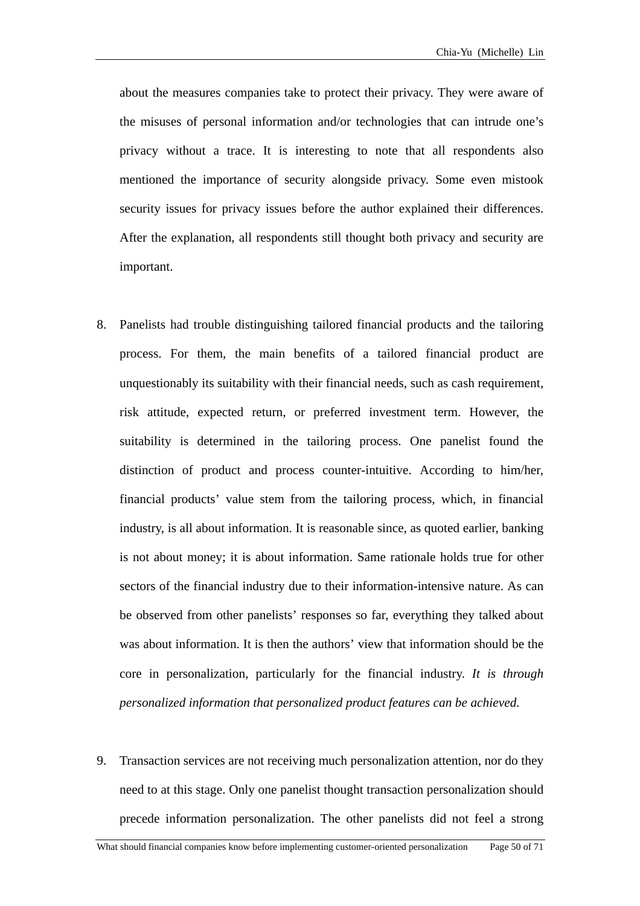about the measures companies take to protect their privacy. They were aware of the misuses of personal information and/or technologies that can intrude one's privacy without a trace. It is interesting to note that all respondents also mentioned the importance of security alongside privacy. Some even mistook security issues for privacy issues before the author explained their differences. After the explanation, all respondents still thought both privacy and security are important.

8. Panelists had trouble distinguishing tailored financial products and the tailoring process. For them, the main benefits of a tailored financial product are unquestionably its suitability with their financial needs, such as cash requirement, risk attitude, expected return, or preferred investment term. However, the suitability is determined in the tailoring process. One panelist found the distinction of product and process counter-intuitive. According to him/her, financial products' value stem from the tailoring process, which, in financial industry, is all about information. It is reasonable since, as quoted earlier, banking is not about money; it is about information. Same rationale holds true for other sectors of the financial industry due to their information-intensive nature. As can be observed from other panelists' responses so far, everything they talked about was about information. It is then the authors' view that information should be the core in personalization, particularly for the financial industry. *It is through personalized information that personalized product features can be achieved.*

9. Transaction services are not receiving much personalization attention, nor do they need to at this stage. Only one panelist thought transaction personalization should precede information personalization. The other panelists did not feel a strong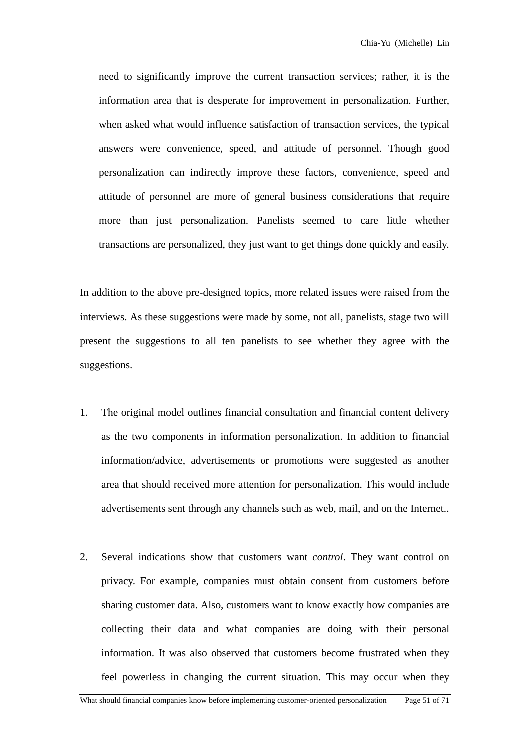need to significantly improve the current transaction services; rather, it is the information area that is desperate for improvement in personalization. Further, when asked what would influence satisfaction of transaction services, the typical answers were convenience, speed, and attitude of personnel. Though good personalization can indirectly improve these factors, convenience, speed and attitude of personnel are more of general business considerations that require more than just personalization. Panelists seemed to care little whether transactions are personalized, they just want to get things done quickly and easily.

In addition to the above pre-designed topics, more related issues were raised from the interviews. As these suggestions were made by some, not all, panelists, stage two will present the suggestions to all ten panelists to see whether they agree with the suggestions.

1. The original model outlines financial consultation and financial content delivery as the two components in information personalization. In addition to financial information/advice, advertisements or promotions were suggested as another area that should received more attention for personalization. This would include advertisements sent through any channels such as web, mail, and on the Internet..

2. Several indications show that customers want *control*. They want control on privacy. For example, companies must obtain consent from customers before sharing customer data. Also, customers want to know exactly how companies are collecting their data and what companies are doing with their personal information. It was also observed that customers become frustrated when they feel powerless in changing the current situation. This may occur when they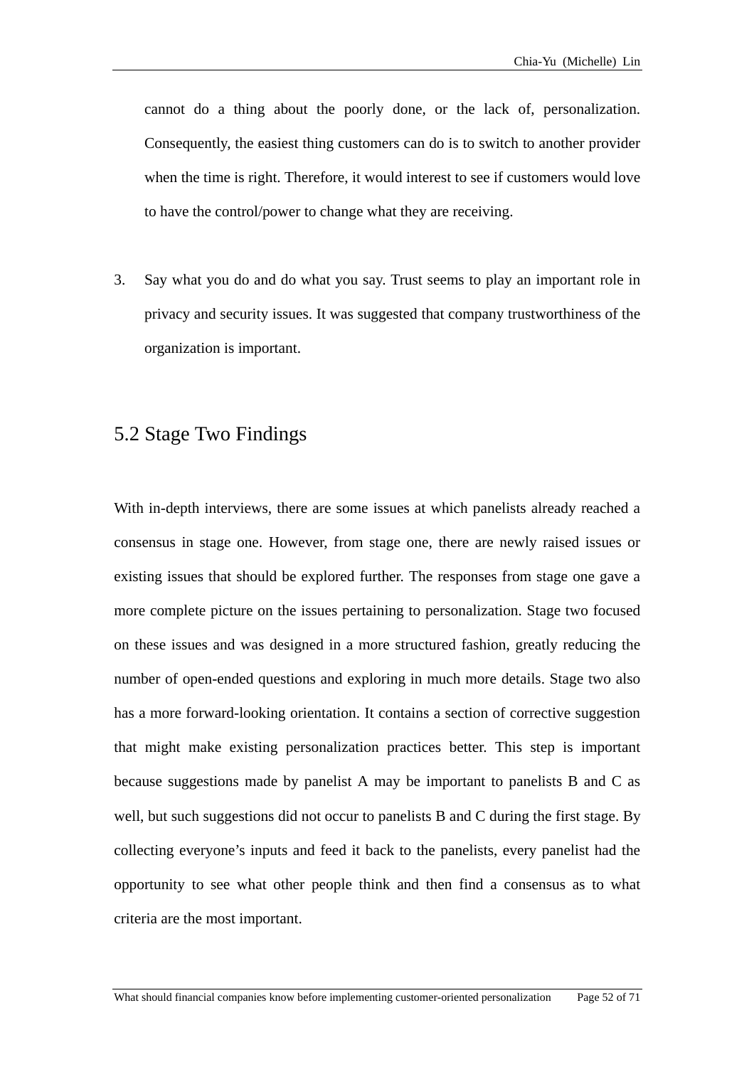cannot do a thing about the poorly done, or the lack of, personalization. Consequently, the easiest thing customers can do is to switch to another provider when the time is right. Therefore, it would interest to see if customers would love to have the control/power to change what they are receiving.

3. Say what you do and do what you say. Trust seems to play an important role in privacy and security issues. It was suggested that company trustworthiness of the organization is important.

## 5.2 Stage Two Findings

With in-depth interviews, there are some issues at which panelists already reached a consensus in stage one. However, from stage one, there are newly raised issues or existing issues that should be explored further. The responses from stage one gave a more complete picture on the issues pertaining to personalization. Stage two focused on these issues and was designed in a more structured fashion, greatly reducing the number of open-ended questions and exploring in much more details. Stage two also has a more forward-looking orientation. It contains a section of corrective suggestion that might make existing personalization practices better. This step is important because suggestions made by panelist A may be important to panelists B and C as well, but such suggestions did not occur to panelists B and C during the first stage. By collecting everyone's inputs and feed it back to the panelists, every panelist had the opportunity to see what other people think and then find a consensus as to what criteria are the most important.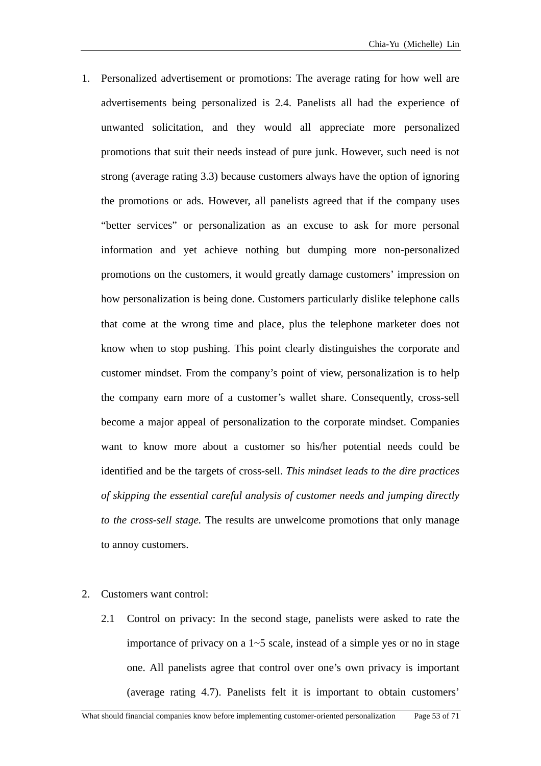1. Personalized advertisement or promotions: The average rating for how well are advertisements being personalized is 2.4. Panelists all had the experience of unwanted solicitation, and they would all appreciate more personalized promotions that suit their needs instead of pure junk. However, such need is not strong (average rating 3.3) because customers always have the option of ignoring the promotions or ads. However, all panelists agreed that if the company uses "better services" or personalization as an excuse to ask for more personal information and yet achieve nothing but dumping more non-personalized promotions on the customers, it would greatly damage customers' impression on how personalization is being done. Customers particularly dislike telephone calls that come at the wrong time and place, plus the telephone marketer does not know when to stop pushing. This point clearly distinguishes the corporate and customer mindset. From the company's point of view, personalization is to help the company earn more of a customer's wallet share. Consequently, cross-sell become a major appeal of personalization to the corporate mindset. Companies want to know more about a customer so his/her potential needs could be identified and be the targets of cross-sell. *This mindset leads to the dire practices of skipping the essential careful analysis of customer needs and jumping directly to the cross-sell stage.* The results are unwelcome promotions that only manage to annoy customers.

2. Customers want control:

   2.1 Control on privacy: In the second stage, panelists were asked to rate the importance of privacy on a 1~5 scale, instead of a simple yes or no in stage one. All panelists agree that control over one's own privacy is important (average rating 4.7). Panelists felt it is important to obtain customers'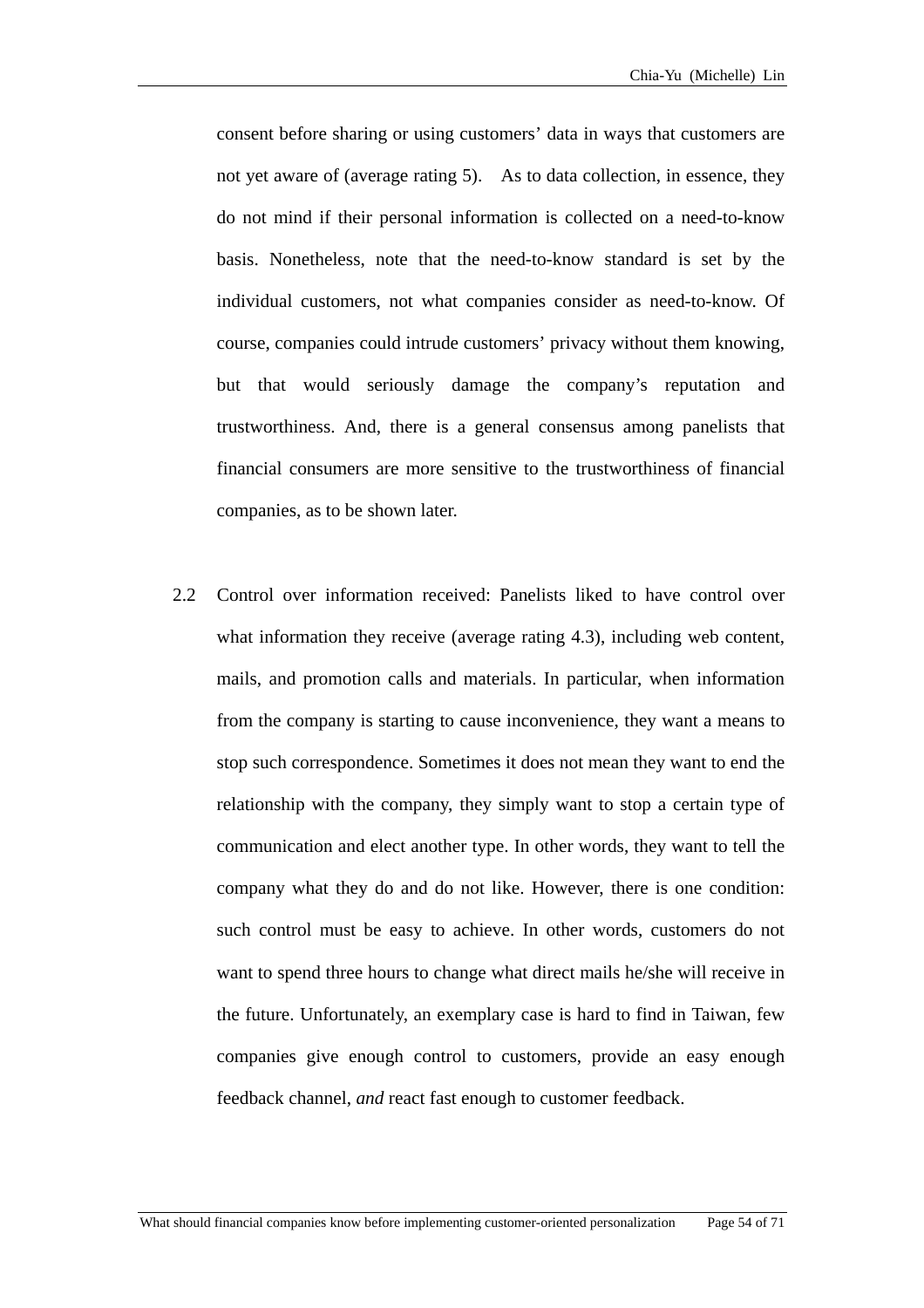consent before sharing or using customers' data in ways that customers are not yet aware of (average rating 5). As to data collection, in essence, they do not mind if their personal information is collected on a need-to-know basis. Nonetheless, note that the need-to-know standard is set by the individual customers, not what companies consider as need-to-know. Of course, companies could intrude customers' privacy without them knowing, but that would seriously damage the company's reputation and trustworthiness. And, there is a general consensus among panelists that financial consumers are more sensitive to the trustworthiness of financial companies, as to be shown later.

2.2 Control over information received: Panelists liked to have control over what information they receive (average rating 4.3), including web content, mails, and promotion calls and materials. In particular, when information from the company is starting to cause inconvenience, they want a means to stop such correspondence. Sometimes it does not mean they want to end the relationship with the company, they simply want to stop a certain type of communication and elect another type. In other words, they want to tell the company what they do and do not like. However, there is one condition: such control must be easy to achieve. In other words, customers do not want to spend three hours to change what direct mails he/she will receive in the future. Unfortunately, an exemplary case is hard to find in Taiwan, few companies give enough control to customers, provide an easy enough feedback channel, *and* react fast enough to customer feedback.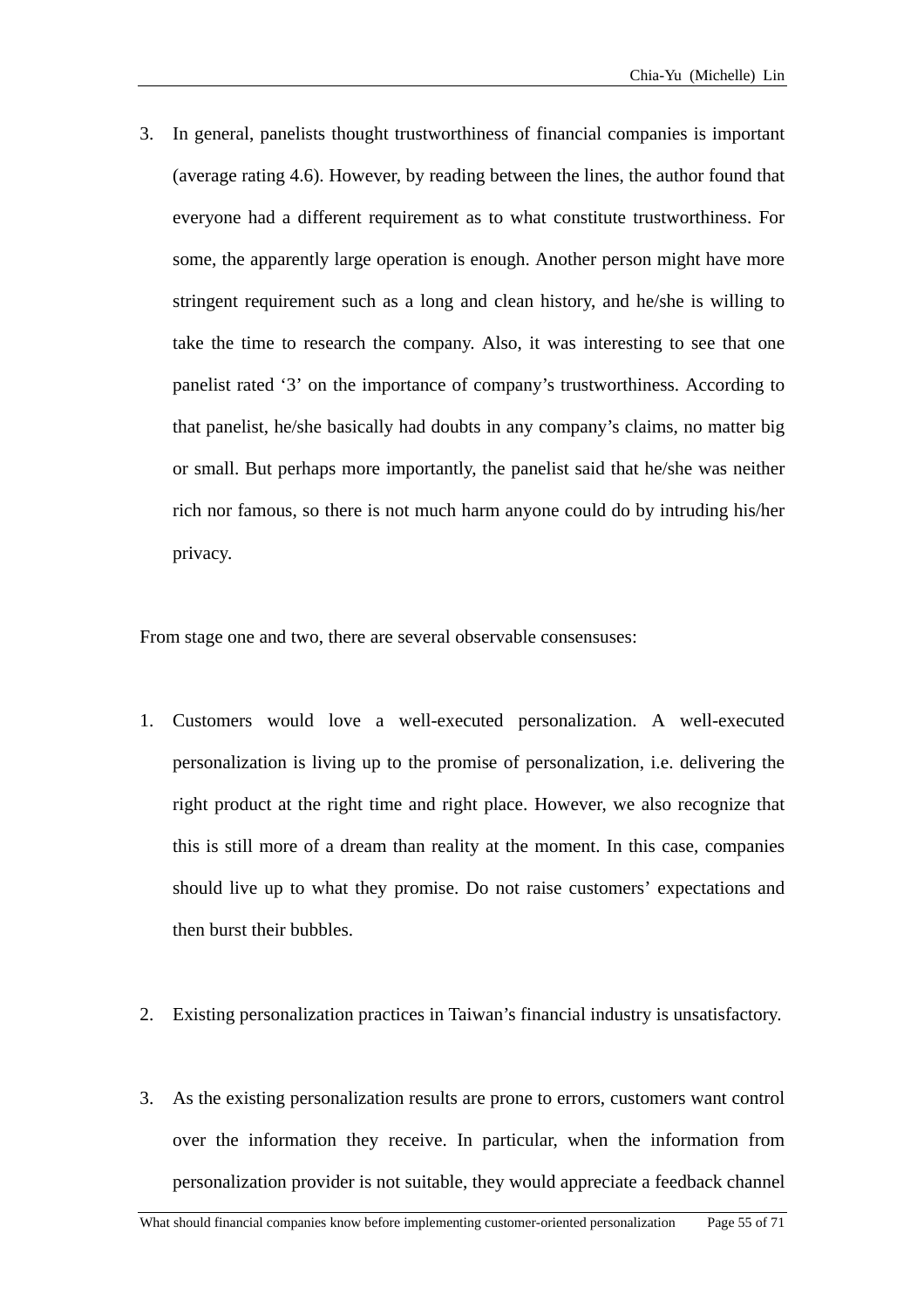3. In general, panelists thought trustworthiness of financial companies is important (average rating 4.6). However, by reading between the lines, the author found that everyone had a different requirement as to what constitute trustworthiness. For some, the apparently large operation is enough. Another person might have more stringent requirement such as a long and clean history, and he/she is willing to take the time to research the company. Also, it was interesting to see that one panelist rated '3' on the importance of company's trustworthiness. According to that panelist, he/she basically had doubts in any company's claims, no matter big or small. But perhaps more importantly, the panelist said that he/she was neither rich nor famous, so there is not much harm anyone could do by intruding his/her privacy.

From stage one and two, there are several observable consensuses:

1. Customers would love a well-executed personalization. A well-executed personalization is living up to the promise of personalization, i.e. delivering the right product at the right time and right place. However, we also recognize that this is still more of a dream than reality at the moment. In this case, companies should live up to what they promise. Do not raise customers' expectations and then burst their bubbles.

2. Existing personalization practices in Taiwan's financial industry is unsatisfactory.

3. As the existing personalization results are prone to errors, customers want control over the information they receive. In particular, when the information from personalization provider is not suitable, they would appreciate a feedback channel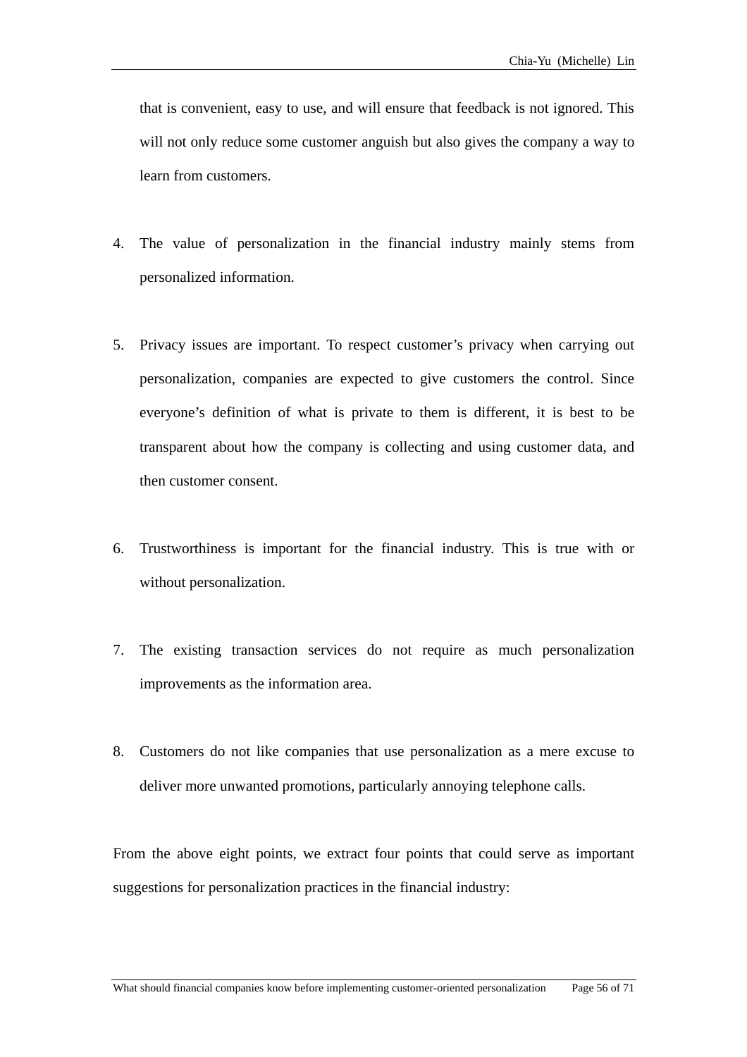that is convenient, easy to use, and will ensure that feedback is not ignored. This will not only reduce some customer anguish but also gives the company a way to learn from customers.

4. The value of personalization in the financial industry mainly stems from personalized information.

5. Privacy issues are important. To respect customer’s privacy when carrying out personalization, companies are expected to give customers the control. Since everyone’s definition of what is private to them is different, it is best to be transparent about how the company is collecting and using customer data, and then customer consent.

6. Trustworthiness is important for the financial industry. This is true with or without personalization.

7. The existing transaction services do not require as much personalization improvements as the information area.

8. Customers do not like companies that use personalization as a mere excuse to deliver more unwanted promotions, particularly annoying telephone calls.

From the above eight points, we extract four points that could serve as important suggestions for personalization practices in the financial industry: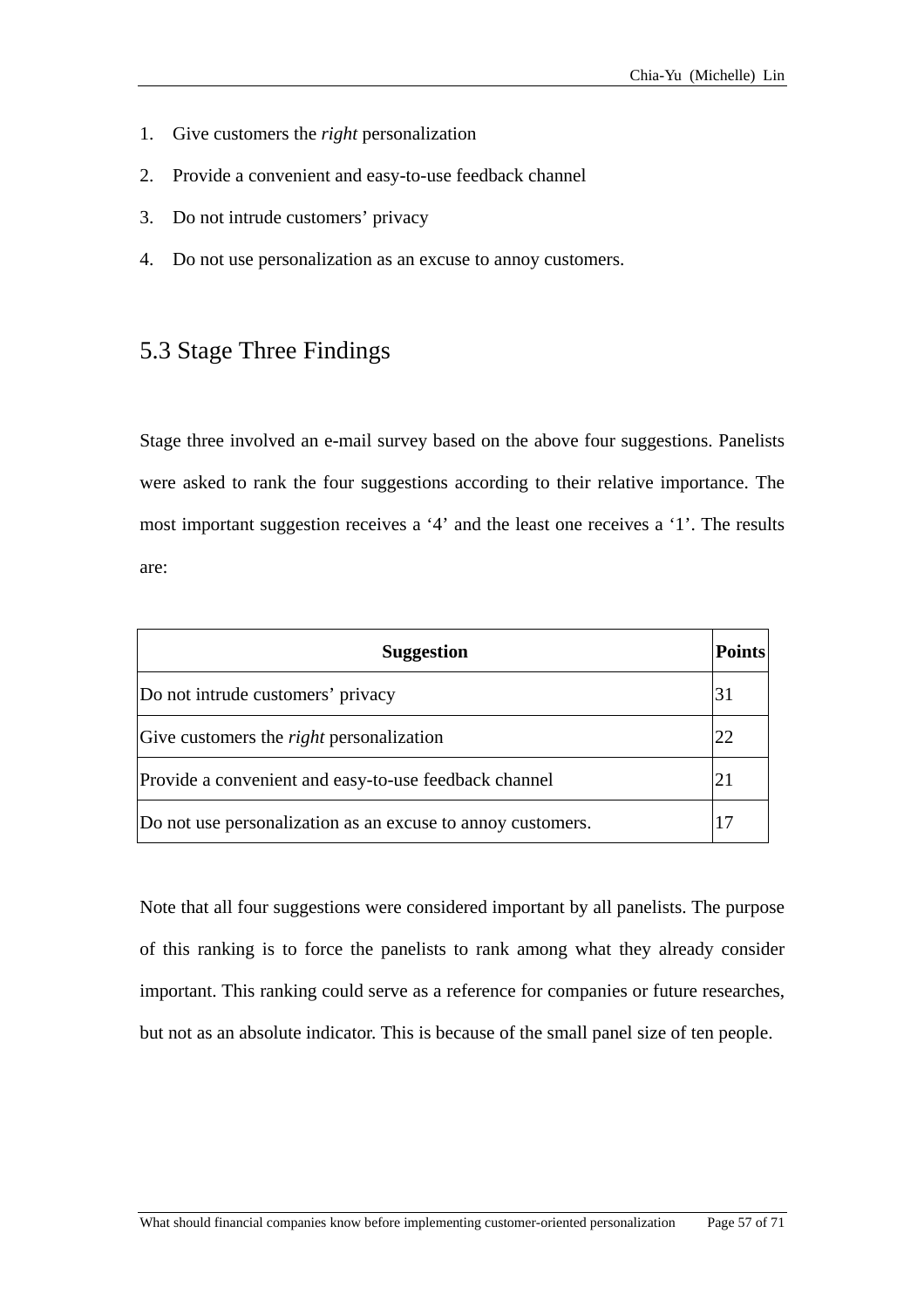1. Give customers the *right* personalization
2. Provide a convenient and easy-to-use feedback channel
3. Do not intrude customers' privacy
4. Do not use personalization as an excuse to annoy customers.

## 5.3 Stage Three Findings

Stage three involved an e-mail survey based on the above four suggestions. Panelists were asked to rank the four suggestions according to their relative importance. The most important suggestion receives a '4' and the least one receives a '1'. The results are:

| **Suggestion** | **Points** |
|---|---|
| Do not intrude customers' privacy | 31 |
| Give customers the *right* personalization | 22 |
| Provide a convenient and easy-to-use feedback channel | 21 |
| Do not use personalization as an excuse to annoy customers. | 17 |

Note that all four suggestions were considered important by all panelists. The purpose of this ranking is to force the panelists to rank among what they already consider important. This ranking could serve as a reference for companies or future researches, but not as an absolute indicator. This is because of the small panel size of ten people.